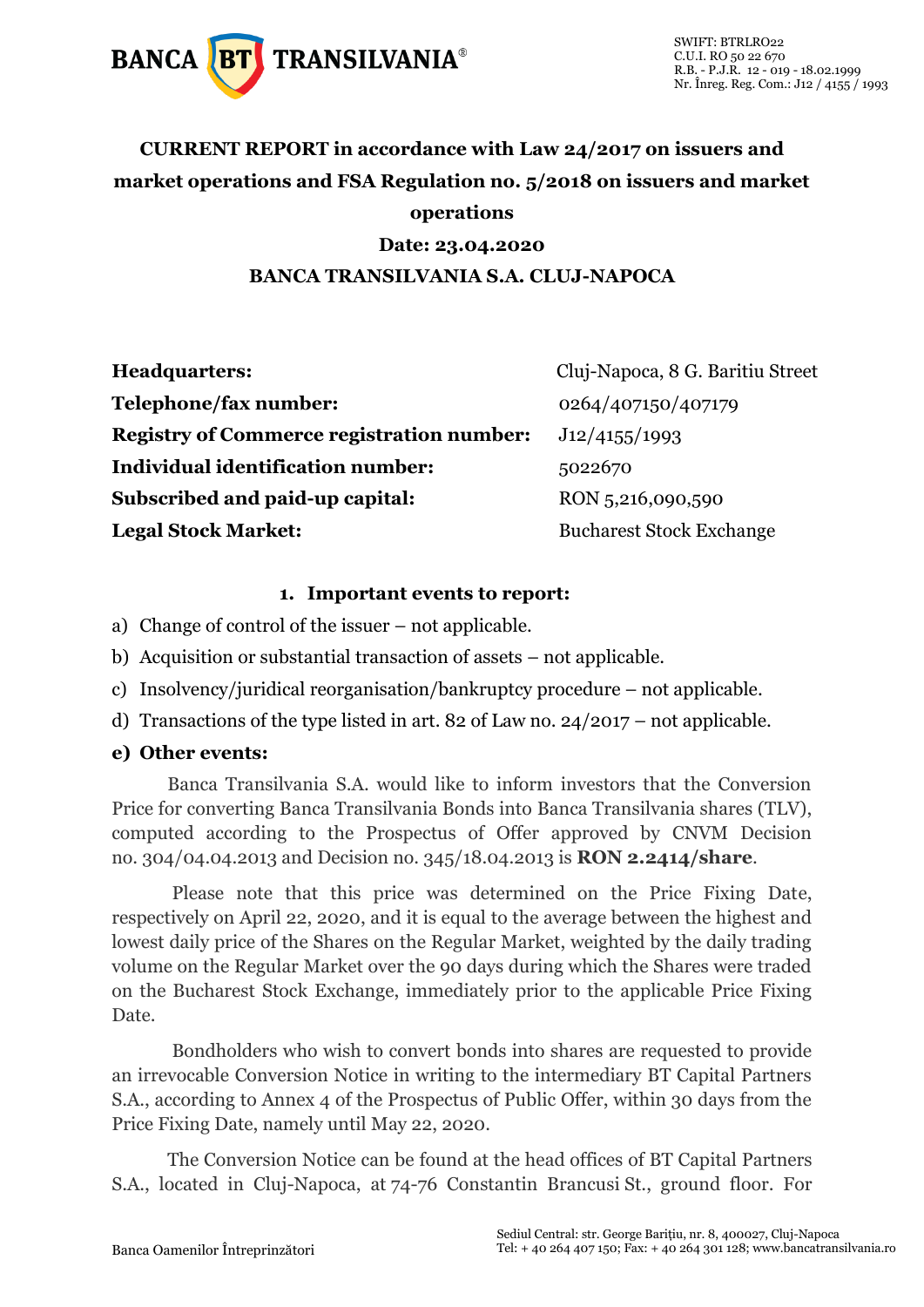BANCA BT TRANSILVANIA®

SWIFT: BTRLRO22
C.U.I. RO 50 22 670
R.B. - P.J.R. 12 - 019 - 18.02.1999
Nr. Înreg. Reg. Com.: J12 / 4155 / 1993

# CURRENT REPORT in accordance with Law 24/2017 on issuers and market operations and FSA Regulation no. 5/2018 on issuers and market operations

**Date: 23.04.2020**

**BANCA TRANSILVANIA S.A. CLUJ-NAPOCA**

| | |
|---|---|
| **Headquarters:** | Cluj-Napoca, 8 G. Baritiu Street |
| **Telephone/fax number:** | 0264/407150/407179 |
| **Registry of Commerce registration number:** | J12/4155/1993 |
| **Individual identification number:** | 5022670 |
| **Subscribed and paid-up capital:** | RON 5,216,090,590 |
| **Legal Stock Market:** | Bucharest Stock Exchange |

## 1. Important events to report:

a) Change of control of the issuer – not applicable.

b) Acquisition or substantial transaction of assets – not applicable.

c) Insolvency/juridical reorganisation/bankruptcy procedure – not applicable.

d) Transactions of the type listed in art. 82 of Law no. 24/2017 – not applicable.

**e) Other events:**

Banca Transilvania S.A. would like to inform investors that the Conversion Price for converting Banca Transilvania Bonds into Banca Transilvania shares (TLV), computed according to the Prospectus of Offer approved by CNVM Decision no. 304/04.04.2013 and Decision no. 345/18.04.2013 is **RON 2.2414/share**.

Please note that this price was determined on the Price Fixing Date, respectively on April 22, 2020, and it is equal to the average between the highest and lowest daily price of the Shares on the Regular Market, weighted by the daily trading volume on the Regular Market over the 90 days during which the Shares were traded on the Bucharest Stock Exchange, immediately prior to the applicable Price Fixing Date.

Bondholders who wish to convert bonds into shares are requested to provide an irrevocable Conversion Notice in writing to the intermediary BT Capital Partners S.A., according to Annex 4 of the Prospectus of Public Offer, within 30 days from the Price Fixing Date, namely until May 22, 2020.

The Conversion Notice can be found at the head offices of BT Capital Partners S.A., located in Cluj-Napoca, at 74-76 Constantin Brancusi St., ground floor. For

Banca Oamenilor Întreprinzători

Sediul Central: str. George Bariţiu, nr. 8, 400027, Cluj-Napoca
Tel: + 40 264 407 150; Fax: + 40 264 301 128; www.bancatransilvania.ro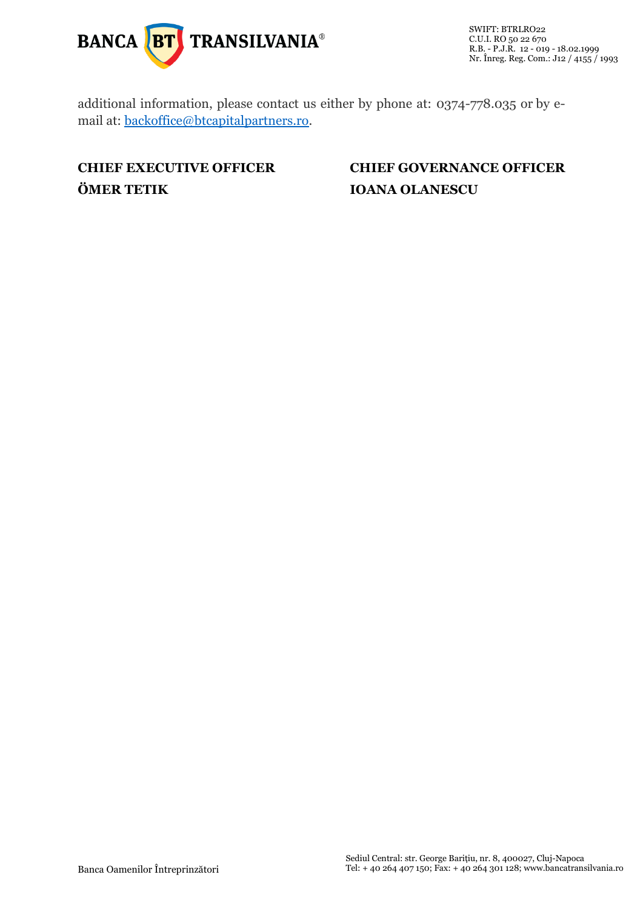additional information, please contact us either by phone at: 0374-778.035 or by e-mail at: backoffice@btcapitalpartners.ro.

**CHIEF EXECUTIVE OFFICER**
**ÖMER TETIK**

**CHIEF GOVERNANCE OFFICER**
**IOANA OLANESCU**